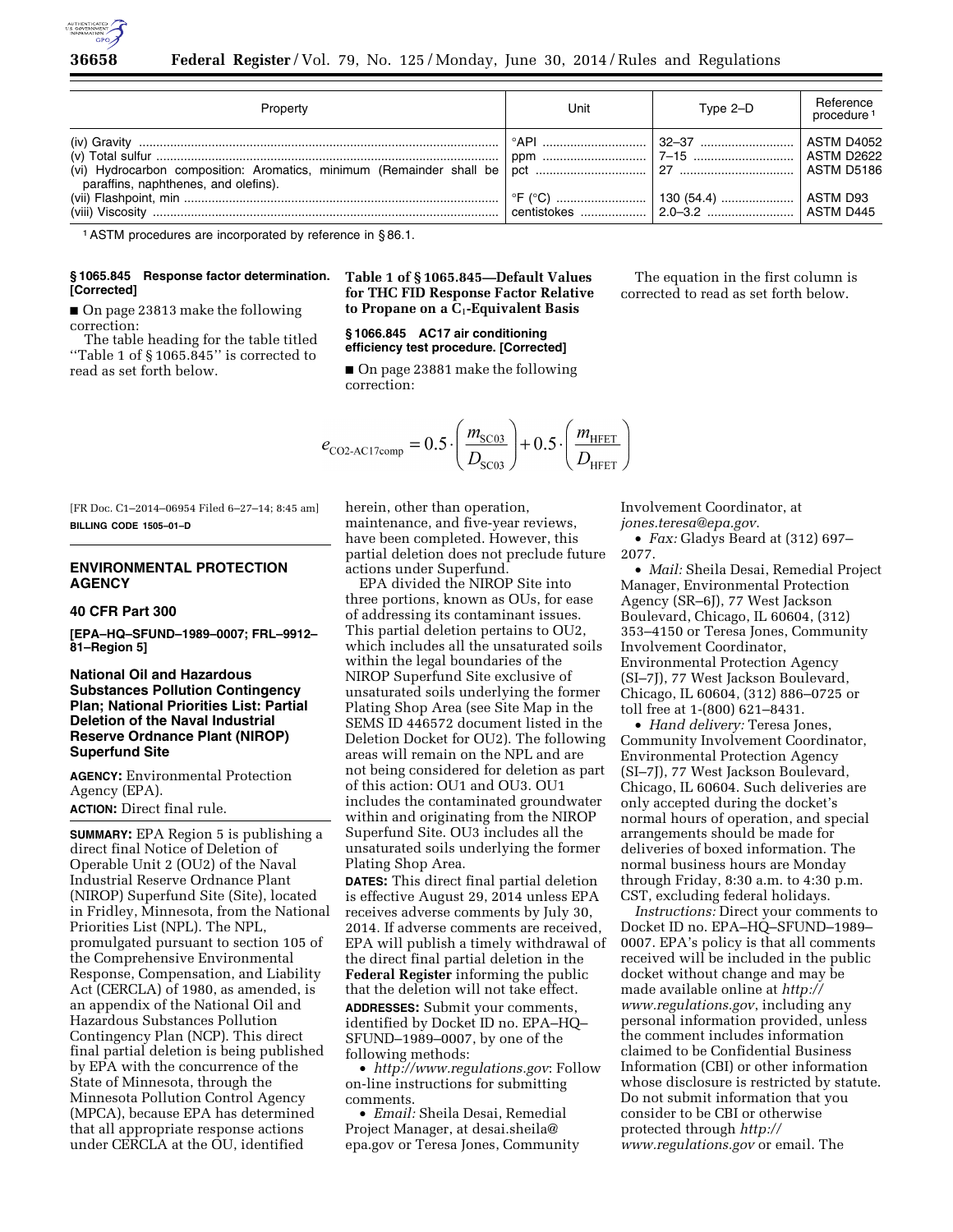| Property | Unit | Type 2–D | Reference procedure [1] |
| --- | --- | --- | --- |
| (iv) Gravity | °API | 32–37 | ASTM D4052 |
| (v) Total sulfur | ppm | 7–15 | ASTM D2622 |
| (vi) Hydrocarbon composition: Aromatics, minimum (Remainder shall be paraffins, naphthenes, and olefins). | pct | 27 | ASTM D5186 |
| (vii) Flashpoint, min | °F (°C) | 130 (54.4) | ASTM D93 |
| (viii) Viscosity | centistokes | 2.0–3.2 | ASTM D445 |

[1] ASTM procedures are incorporated by reference in § 86.1.

**§ 1065.845 Response factor determination. [Corrected]**

■ On page 23813 make the following correction:

The table heading for the table titled ''Table 1 of § 1065.845'' is corrected to read as set forth below.

**Table 1 of § 1065.845—Default Values for THC FID Response Factor Relative to Propane on a $C_1$-Equivalent Basis**

**§ 1066.845 AC17 air conditioning efficiency test procedure. [Corrected]**

■ On page 23881 make the following correction:

The equation in the first column is corrected to read as set forth below.

$$e_{\mathrm{CO2\text{-}AC17comp}} = 0.5 \cdot \left(\frac{m_{\mathrm{SC03}}}{D_{\mathrm{SC03}}}\right) + 0.5 \cdot \left(\frac{m_{\mathrm{HFET}}}{D_{\mathrm{HFET}}}\right)$$

[FR Doc. C1–2014–06954 Filed 6–27–14; 8:45 am]

**BILLING CODE 1505–01–D**

## ENVIRONMENTAL PROTECTION AGENCY

### 40 CFR Part 300

**[EPA–HQ–SFUND–1989–0007; FRL–9912–81–Region 5]**

### National Oil and Hazardous Substances Pollution Contingency Plan; National Priorities List: Partial Deletion of the Naval Industrial Reserve Ordnance Plant (NIROP) Superfund Site

**AGENCY:** Environmental Protection Agency (EPA).

**ACTION:** Direct final rule.

**SUMMARY:** EPA Region 5 is publishing a direct final Notice of Deletion of Operable Unit 2 (OU2) of the Naval Industrial Reserve Ordnance Plant (NIROP) Superfund Site (Site), located in Fridley, Minnesota, from the National Priorities List (NPL). The NPL, promulgated pursuant to section 105 of the Comprehensive Environmental Response, Compensation, and Liability Act (CERCLA) of 1980, as amended, is an appendix of the National Oil and Hazardous Substances Pollution Contingency Plan (NCP). This direct final partial deletion is being published by EPA with the concurrence of the State of Minnesota, through the Minnesota Pollution Control Agency (MPCA), because EPA has determined that all appropriate response actions under CERCLA at the OU, identified herein, other than operation, maintenance, and five-year reviews, have been completed. However, this partial deletion does not preclude future actions under Superfund.

EPA divided the NIROP Site into three portions, known as OUs, for ease of addressing its contaminant issues. This partial deletion pertains to OU2, which includes all the unsaturated soils within the legal boundaries of the NIROP Superfund Site exclusive of unsaturated soils underlying the former Plating Shop Area (see Site Map in the SEMS ID 446572 document listed in the Deletion Docket for OU2). The following areas will remain on the NPL and are not being considered for deletion as part of this action: OU1 and OU3. OU1 includes the contaminated groundwater within and originating from the NIROP Superfund Site. OU3 includes all the unsaturated soils underlying the former Plating Shop Area.

**DATES:** This direct final partial deletion is effective August 29, 2014 unless EPA receives adverse comments by July 30, 2014. If adverse comments are received, EPA will publish a timely withdrawal of the direct final partial deletion in the **Federal Register** informing the public that the deletion will not take effect.

**ADDRESSES:** Submit your comments, identified by Docket ID no. EPA–HQ–SFUND–1989–0007, by one of the following methods:

- *http://www.regulations.gov*: Follow on-line instructions for submitting comments.
- *Email:* Sheila Desai, Remedial Project Manager, at desai.sheila@epa.gov or Teresa Jones, Community Involvement Coordinator, at *jones.teresa@epa.gov*.
- *Fax:* Gladys Beard at (312) 697–2077.
- *Mail:* Sheila Desai, Remedial Project Manager, Environmental Protection Agency (SR–6J), 77 West Jackson Boulevard, Chicago, IL 60604, (312) 353–4150 or Teresa Jones, Community Involvement Coordinator, Environmental Protection Agency (SI–7J), 77 West Jackson Boulevard, Chicago, IL 60604, (312) 886–0725 or toll free at 1-(800) 621–8431.
- *Hand delivery:* Teresa Jones, Community Involvement Coordinator, Environmental Protection Agency (SI–7J), 77 West Jackson Boulevard, Chicago, IL 60604. Such deliveries are only accepted during the docket's normal hours of operation, and special arrangements should be made for deliveries of boxed information. The normal business hours are Monday through Friday, 8:30 a.m. to 4:30 p.m. CST, excluding federal holidays.

*Instructions:* Direct your comments to Docket ID no. EPA–HQ–SFUND–1989–0007. EPA's policy is that all comments received will be included in the public docket without change and may be made available online at *http://www.regulations.gov*, including any personal information provided, unless the comment includes information claimed to be Confidential Business Information (CBI) or other information whose disclosure is restricted by statute. Do not submit information that you consider to be CBI or otherwise protected through *http://www.regulations.gov* or email. The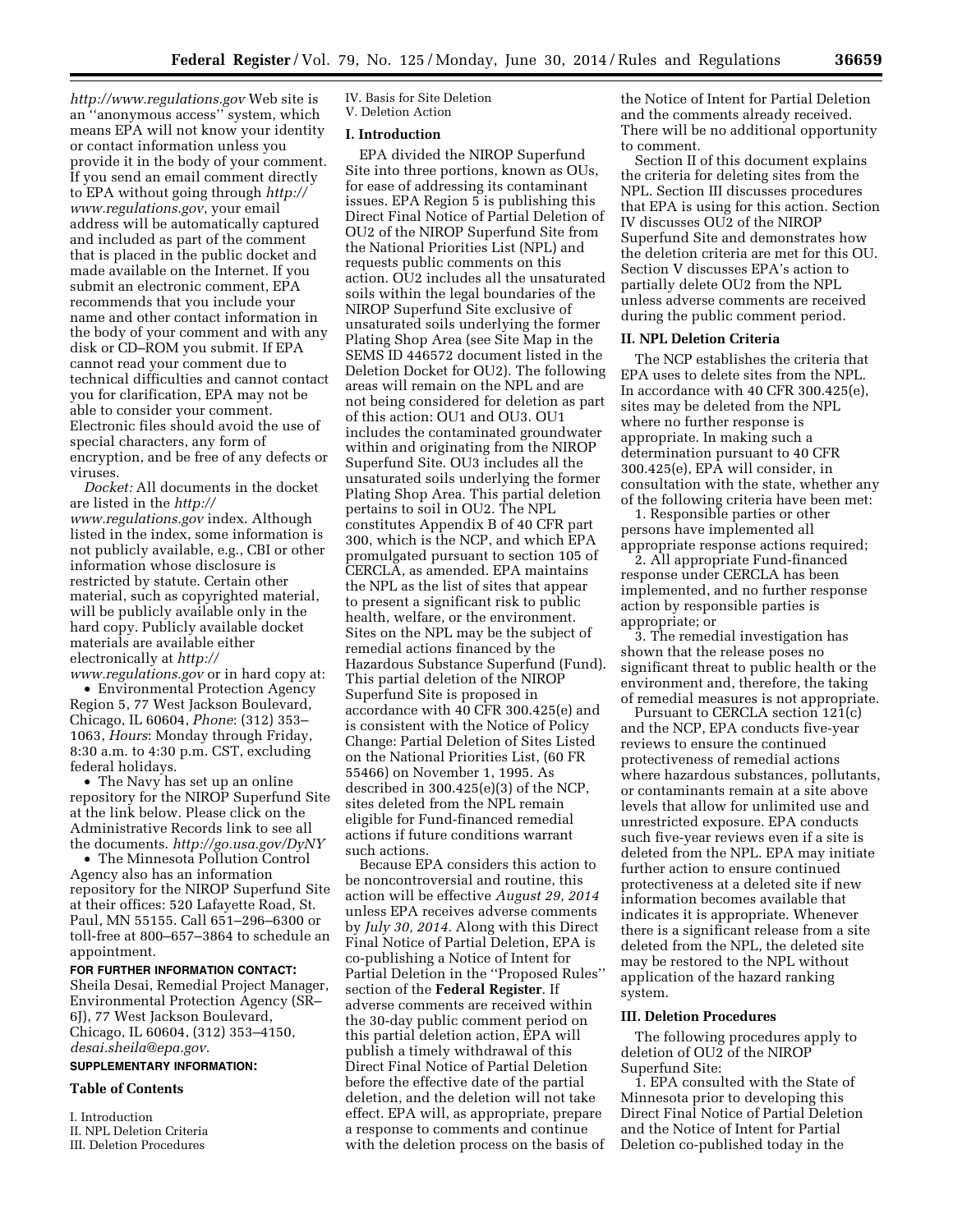*http://www.regulations.gov* Web site is an ''anonymous access'' system, which means EPA will not know your identity or contact information unless you provide it in the body of your comment. If you send an email comment directly to EPA without going through *http://www.regulations.gov*, your email address will be automatically captured and included as part of the comment that is placed in the public docket and made available on the Internet. If you submit an electronic comment, EPA recommends that you include your name and other contact information in the body of your comment and with any disk or CD–ROM you submit. If EPA cannot read your comment due to technical difficulties and cannot contact you for clarification, EPA may not be able to consider your comment. Electronic files should avoid the use of special characters, any form of encryption, and be free of any defects or viruses.

*Docket:* All documents in the docket are listed in the *http://www.regulations.gov* index. Although listed in the index, some information is not publicly available, e.g., CBI or other information whose disclosure is restricted by statute. Certain other material, such as copyrighted material, will be publicly available only in the hard copy. Publicly available docket materials are available either electronically at *http://www.regulations.gov* or in hard copy at:

- Environmental Protection Agency Region 5, 77 West Jackson Boulevard, Chicago, IL 60604, *Phone*: (312) 353–1063, *Hours*: Monday through Friday, 8:30 a.m. to 4:30 p.m. CST, excluding federal holidays.
- The Navy has set up an online repository for the NIROP Superfund Site at the link below. Please click on the Administrative Records link to see all the documents. *http://go.usa.gov/DyNY*
- The Minnesota Pollution Control Agency also has an information repository for the NIROP Superfund Site at their offices: 520 Lafayette Road, St. Paul, MN 55155. Call 651–296–6300 or toll-free at 800–657–3864 to schedule an appointment.

**FOR FURTHER INFORMATION CONTACT:** Sheila Desai, Remedial Project Manager, Environmental Protection Agency (SR–6J), 77 West Jackson Boulevard, Chicago, IL 60604, (312) 353–4150, *desai.sheila@epa.gov*.

**SUPPLEMENTARY INFORMATION:**

**Table of Contents**

I. Introduction
II. NPL Deletion Criteria
III. Deletion Procedures
IV. Basis for Site Deletion
V. Deletion Action

## I. Introduction

EPA divided the NIROP Superfund Site into three portions, known as OUs, for ease of addressing its contaminant issues. EPA Region 5 is publishing this Direct Final Notice of Partial Deletion of OU2 of the NIROP Superfund Site from the National Priorities List (NPL) and requests public comments on this action. OU2 includes all the unsaturated soils within the legal boundaries of the NIROP Superfund Site exclusive of unsaturated soils underlying the former Plating Shop Area (see Site Map in the SEMS ID 446572 document listed in the Deletion Docket for OU2). The following areas will remain on the NPL and are not being considered for deletion as part of this action: OU1 and OU3. OU1 includes the contaminated groundwater within and originating from the NIROP Superfund Site. OU3 includes all the unsaturated soils underlying the former Plating Shop Area. This partial deletion pertains to soil in OU2. The NPL constitutes Appendix B of 40 CFR part 300, which is the NCP, and which EPA promulgated pursuant to section 105 of CERCLA, as amended. EPA maintains the NPL as the list of sites that appear to present a significant risk to public health, welfare, or the environment. Sites on the NPL may be the subject of remedial actions financed by the Hazardous Substance Superfund (Fund). This partial deletion of the NIROP Superfund Site is proposed in accordance with 40 CFR 300.425(e) and is consistent with the Notice of Policy Change: Partial Deletion of Sites Listed on the National Priorities List, (60 FR 55466) on November 1, 1995. As described in 300.425(e)(3) of the NCP, sites deleted from the NPL remain eligible for Fund-financed remedial actions if future conditions warrant such actions.

Because EPA considers this action to be noncontroversial and routine, this action will be effective *August 29, 2014* unless EPA receives adverse comments by *July 30, 2014*. Along with this Direct Final Notice of Partial Deletion, EPA is co-publishing a Notice of Intent for Partial Deletion in the ''Proposed Rules'' section of the **Federal Register**. If adverse comments are received within the 30-day public comment period on this partial deletion action, EPA will publish a timely withdrawal of this Direct Final Notice of Partial Deletion before the effective date of the partial deletion, and the deletion will not take effect. EPA will, as appropriate, prepare a response to comments and continue with the deletion process on the basis of the Notice of Intent for Partial Deletion and the comments already received. There will be no additional opportunity to comment.

Section II of this document explains the criteria for deleting sites from the NPL. Section III discusses procedures that EPA is using for this action. Section IV discusses OU2 of the NIROP Superfund Site and demonstrates how the deletion criteria are met for this OU. Section V discusses EPA's action to partially delete OU2 from the NPL unless adverse comments are received during the public comment period.

## II. NPL Deletion Criteria

The NCP establishes the criteria that EPA uses to delete sites from the NPL. In accordance with 40 CFR 300.425(e), sites may be deleted from the NPL where no further response is appropriate. In making such a determination pursuant to 40 CFR 300.425(e), EPA will consider, in consultation with the state, whether any of the following criteria have been met:

1. Responsible parties or other persons have implemented all appropriate response actions required;
2. All appropriate Fund-financed response under CERCLA has been implemented, and no further response action by responsible parties is appropriate; or
3. The remedial investigation has shown that the release poses no significant threat to public health or the environment and, therefore, the taking of remedial measures is not appropriate.

Pursuant to CERCLA section 121(c) and the NCP, EPA conducts five-year reviews to ensure the continued protectiveness of remedial actions where hazardous substances, pollutants, or contaminants remain at a site above levels that allow for unlimited use and unrestricted exposure. EPA conducts such five-year reviews even if a site is deleted from the NPL. EPA may initiate further action to ensure continued protectiveness at a deleted site if new information becomes available that indicates it is appropriate. Whenever there is a significant release from a site deleted from the NPL, the deleted site may be restored to the NPL without application of the hazard ranking system.

## III. Deletion Procedures

The following procedures apply to deletion of OU2 of the NIROP Superfund Site:

1. EPA consulted with the State of Minnesota prior to developing this Direct Final Notice of Partial Deletion and the Notice of Intent for Partial Deletion co-published today in the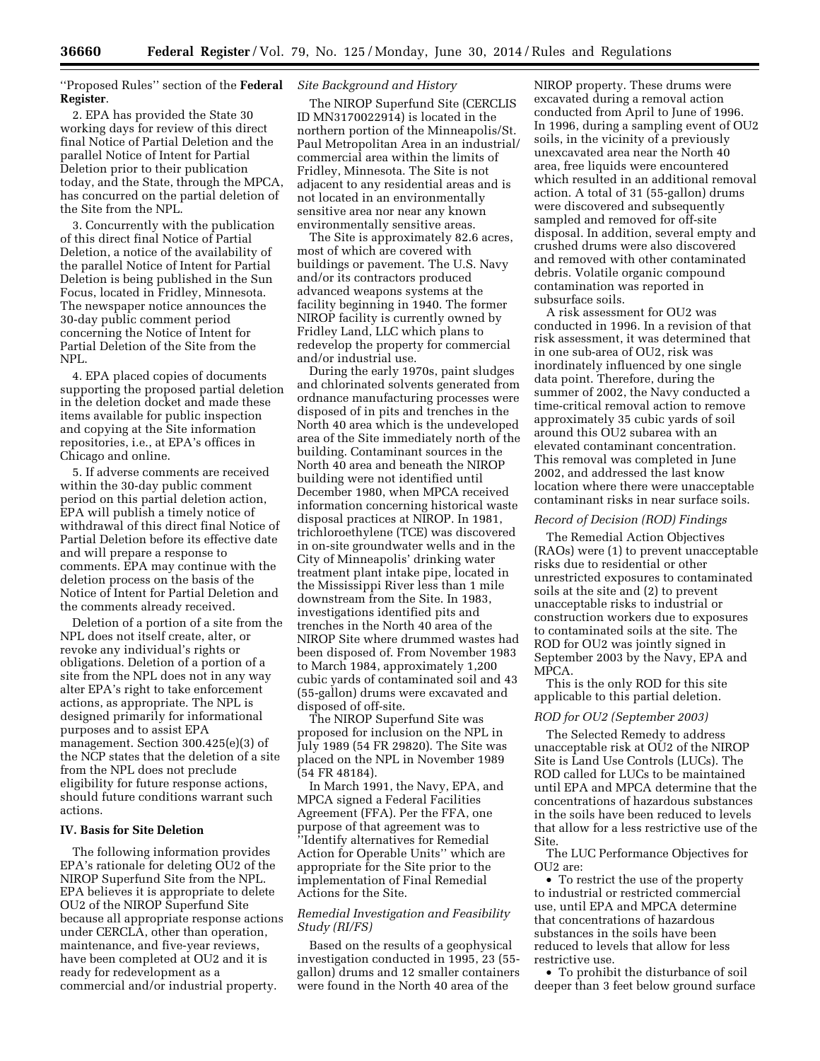''Proposed Rules'' section of the **Federal Register**.

2. EPA has provided the State 30 working days for review of this direct final Notice of Partial Deletion and the parallel Notice of Intent for Partial Deletion prior to their publication today, and the State, through the MPCA, has concurred on the partial deletion of the Site from the NPL.

3. Concurrently with the publication of this direct final Notice of Partial Deletion, a notice of the availability of the parallel Notice of Intent for Partial Deletion is being published in the Sun Focus, located in Fridley, Minnesota. The newspaper notice announces the 30-day public comment period concerning the Notice of Intent for Partial Deletion of the Site from the NPL.

4. EPA placed copies of documents supporting the proposed partial deletion in the deletion docket and made these items available for public inspection and copying at the Site information repositories, i.e., at EPA's offices in Chicago and online.

5. If adverse comments are received within the 30-day public comment period on this partial deletion action, EPA will publish a timely notice of withdrawal of this direct final Notice of Partial Deletion before its effective date and will prepare a response to comments. EPA may continue with the deletion process on the basis of the Notice of Intent for Partial Deletion and the comments already received.

Deletion of a portion of a site from the NPL does not itself create, alter, or revoke any individual's rights or obligations. Deletion of a portion of a site from the NPL does not in any way alter EPA's right to take enforcement actions, as appropriate. The NPL is designed primarily for informational purposes and to assist EPA management. Section 300.425(e)(3) of the NCP states that the deletion of a site from the NPL does not preclude eligibility for future response actions, should future conditions warrant such actions.

## IV. Basis for Site Deletion

The following information provides EPA's rationale for deleting OU2 of the NIROP Superfund Site from the NPL. EPA believes it is appropriate to delete OU2 of the NIROP Superfund Site because all appropriate response actions under CERCLA, other than operation, maintenance, and five-year reviews, have been completed at OU2 and it is ready for redevelopment as a commercial and/or industrial property.

### *Site Background and History*

The NIROP Superfund Site (CERCLIS ID MN3170022914) is located in the northern portion of the Minneapolis/St. Paul Metropolitan Area in an industrial/commercial area within the limits of Fridley, Minnesota. The Site is not adjacent to any residential areas and is not located in an environmentally sensitive area nor near any known environmentally sensitive areas.

The Site is approximately 82.6 acres, most of which are covered with buildings or pavement. The U.S. Navy and/or its contractors produced advanced weapons systems at the facility beginning in 1940. The former NIROP facility is currently owned by Fridley Land, LLC which plans to redevelop the property for commercial and/or industrial use.

During the early 1970s, paint sludges and chlorinated solvents generated from ordnance manufacturing processes were disposed of in pits and trenches in the North 40 area which is the undeveloped area of the Site immediately north of the building. Contaminant sources in the North 40 area and beneath the NIROP building were not identified until December 1980, when MPCA received information concerning historical waste disposal practices at NIROP. In 1981, trichloroethylene (TCE) was discovered in on-site groundwater wells and in the City of Minneapolis' drinking water treatment plant intake pipe, located in the Mississippi River less than 1 mile downstream from the Site. In 1983, investigations identified pits and trenches in the North 40 area of the NIROP Site where drummed wastes had been disposed of. From November 1983 to March 1984, approximately 1,200 cubic yards of contaminated soil and 43 (55-gallon) drums were excavated and disposed of off-site.

The NIROP Superfund Site was proposed for inclusion on the NPL in July 1989 (54 FR 29820). The Site was placed on the NPL in November 1989 (54 FR 48184).

In March 1991, the Navy, EPA, and MPCA signed a Federal Facilities Agreement (FFA). Per the FFA, one purpose of that agreement was to ''Identify alternatives for Remedial Action for Operable Units'' which are appropriate for the Site prior to the implementation of Final Remedial Actions for the Site.

### *Remedial Investigation and Feasibility Study (RI/FS)*

Based on the results of a geophysical investigation conducted in 1995, 23 (55-gallon) drums and 12 smaller containers were found in the North 40 area of the NIROP property. These drums were excavated during a removal action conducted from April to June of 1996. In 1996, during a sampling event of OU2 soils, in the vicinity of a previously unexcavated area near the North 40 area, free liquids were encountered which resulted in an additional removal action. A total of 31 (55-gallon) drums were discovered and subsequently sampled and removed for off-site disposal. In addition, several empty and crushed drums were also discovered and removed with other contaminated debris. Volatile organic compound contamination was reported in subsurface soils.

A risk assessment for OU2 was conducted in 1996. In a revision of that risk assessment, it was determined that in one sub-area of OU2, risk was inordinately influenced by one single data point. Therefore, during the summer of 2002, the Navy conducted a time-critical removal action to remove approximately 35 cubic yards of soil around this OU2 subarea with an elevated contaminant concentration. This removal was completed in June 2002, and addressed the last know location where there were unacceptable contaminant risks in near surface soils.

### *Record of Decision (ROD) Findings*

The Remedial Action Objectives (RAOs) were (1) to prevent unacceptable risks due to residential or other unrestricted exposures to contaminated soils at the site and (2) to prevent unacceptable risks to industrial or construction workers due to exposures to contaminated soils at the site. The ROD for OU2 was jointly signed in September 2003 by the Navy, EPA and MPCA.

This is the only ROD for this site applicable to this partial deletion.

### *ROD for OU2 (September 2003)*

The Selected Remedy to address unacceptable risk at OU2 of the NIROP Site is Land Use Controls (LUCs). The ROD called for LUCs to be maintained until EPA and MPCA determine that the concentrations of hazardous substances in the soils have been reduced to levels that allow for a less restrictive use of the Site.

The LUC Performance Objectives for OU2 are:

- To restrict the use of the property to industrial or restricted commercial use, until EPA and MPCA determine that concentrations of hazardous substances in the soils have been reduced to levels that allow for less restrictive use.
- To prohibit the disturbance of soil deeper than 3 feet below ground surface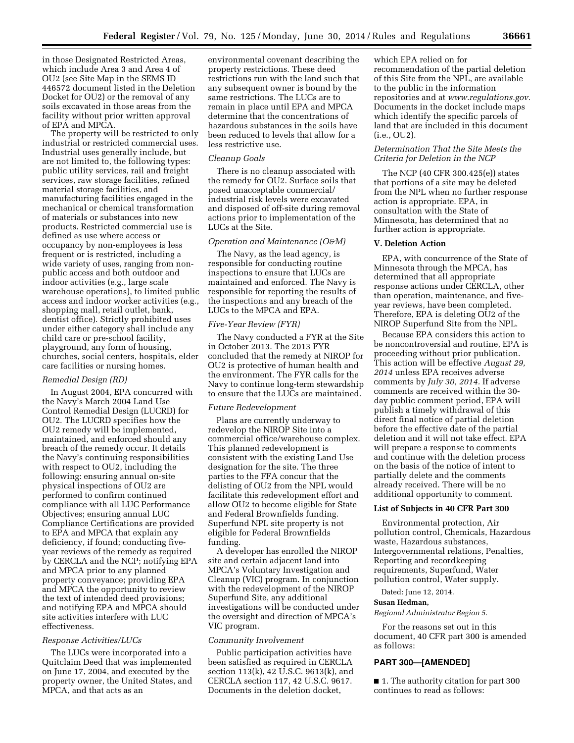in those Designated Restricted Areas, which include Area 3 and Area 4 of OU2 (see Site Map in the SEMS ID 446572 document listed in the Deletion Docket for OU2) or the removal of any soils excavated in those areas from the facility without prior written approval of EPA and MPCA.

The property will be restricted to only industrial or restricted commercial uses. Industrial uses generally include, but are not limited to, the following types: public utility services, rail and freight services, raw storage facilities, refined material storage facilities, and manufacturing facilities engaged in the mechanical or chemical transformation of materials or substances into new products. Restricted commercial use is defined as use where access or occupancy by non-employees is less frequent or is restricted, including a wide variety of uses, ranging from non-public access and both outdoor and indoor activities (e.g., large scale warehouse operations), to limited public access and indoor worker activities (e.g., shopping mall, retail outlet, bank, dentist office). Strictly prohibited uses under either category shall include any child care or pre-school facility, playground, any form of housing, churches, social centers, hospitals, elder care facilities or nursing homes.

*Remedial Design (RD)*

In August 2004, EPA concurred with the Navy's March 2004 Land Use Control Remedial Design (LUCRD) for OU2. The LUCRD specifies how the OU2 remedy will be implemented, maintained, and enforced should any breach of the remedy occur. It details the Navy's continuing responsibilities with respect to OU2, including the following: ensuring annual on-site physical inspections of OU2 are performed to confirm continued compliance with all LUC Performance Objectives; ensuring annual LUC Compliance Certifications are provided to EPA and MPCA that explain any deficiency, if found; conducting five-year reviews of the remedy as required by CERCLA and the NCP; notifying EPA and MPCA prior to any planned property conveyance; providing EPA and MPCA the opportunity to review the text of intended deed provisions; and notifying EPA and MPCA should site activities interfere with LUC effectiveness.

*Response Activities/LUCs*

The LUCs were incorporated into a Quitclaim Deed that was implemented on June 17, 2004, and executed by the property owner, the United States, and MPCA, and that acts as an environmental covenant describing the property restrictions. These deed restrictions run with the land such that any subsequent owner is bound by the same restrictions. The LUCs are to remain in place until EPA and MPCA determine that the concentrations of hazardous substances in the soils have been reduced to levels that allow for a less restrictive use.

*Cleanup Goals*

There is no cleanup associated with the remedy for OU2. Surface soils that posed unacceptable commercial/industrial risk levels were excavated and disposed of off-site during removal actions prior to implementation of the LUCs at the Site.

*Operation and Maintenance (O&M)*

The Navy, as the lead agency, is responsible for conducting routine inspections to ensure that LUCs are maintained and enforced. The Navy is responsible for reporting the results of the inspections and any breach of the LUCs to the MPCA and EPA.

*Five-Year Review (FYR)*

The Navy conducted a FYR at the Site in October 2013. The 2013 FYR concluded that the remedy at NIROP for OU2 is protective of human health and the environment. The FYR calls for the Navy to continue long-term stewardship to ensure that the LUCs are maintained.

*Future Redevelopment*

Plans are currently underway to redevelop the NIROP Site into a commercial office/warehouse complex. This planned redevelopment is consistent with the existing Land Use designation for the site. The three parties to the FFA concur that the delisting of OU2 from the NPL would facilitate this redevelopment effort and allow OU2 to become eligible for State and Federal Brownfields funding. Superfund NPL site property is not eligible for Federal Brownfields funding.

A developer has enrolled the NIROP site and certain adjacent land into MPCA's Voluntary Investigation and Cleanup (VIC) program. In conjunction with the redevelopment of the NIROP Superfund Site, any additional investigations will be conducted under the oversight and direction of MPCA's VIC program.

*Community Involvement*

Public participation activities have been satisfied as required in CERCLA section 113(k), 42 U.S.C. 9613(k), and CERCLA section 117, 42 U.S.C. 9617. Documents in the deletion docket, which EPA relied on for recommendation of the partial deletion of this Site from the NPL, are available to the public in the information repositories and at *www.regulations.gov.* Documents in the docket include maps which identify the specific parcels of land that are included in this document (i.e., OU2).

*Determination That the Site Meets the Criteria for Deletion in the NCP*

The NCP (40 CFR 300.425(e)) states that portions of a site may be deleted from the NPL when no further response action is appropriate. EPA, in consultation with the State of Minnesota, has determined that no further action is appropriate.

**V. Deletion Action**

EPA, with concurrence of the State of Minnesota through the MPCA, has determined that all appropriate response actions under CERCLA, other than operation, maintenance, and five-year reviews, have been completed. Therefore, EPA is deleting OU2 of the NIROP Superfund Site from the NPL.

Because EPA considers this action to be noncontroversial and routine, EPA is proceeding without prior publication. This action will be effective *August 29, 2014* unless EPA receives adverse comments by *July 30, 2014.* If adverse comments are received within the 30-day public comment period, EPA will publish a timely withdrawal of this direct final notice of partial deletion before the effective date of the partial deletion and it will not take effect. EPA will prepare a response to comments and continue with the deletion process on the basis of the notice of intent to partially delete and the comments already received. There will be no additional opportunity to comment.

**List of Subjects in 40 CFR Part 300**

Environmental protection, Air pollution control, Chemicals, Hazardous waste, Hazardous substances, Intergovernmental relations, Penalties, Reporting and recordkeeping requirements, Superfund, Water pollution control, Water supply.

Dated: June 12, 2014.

**Susan Hedman,**

*Regional Administrator Region 5.*

For the reasons set out in this document, 40 CFR part 300 is amended as follows:

**PART 300—[AMENDED]**

■ 1. The authority citation for part 300 continues to read as follows: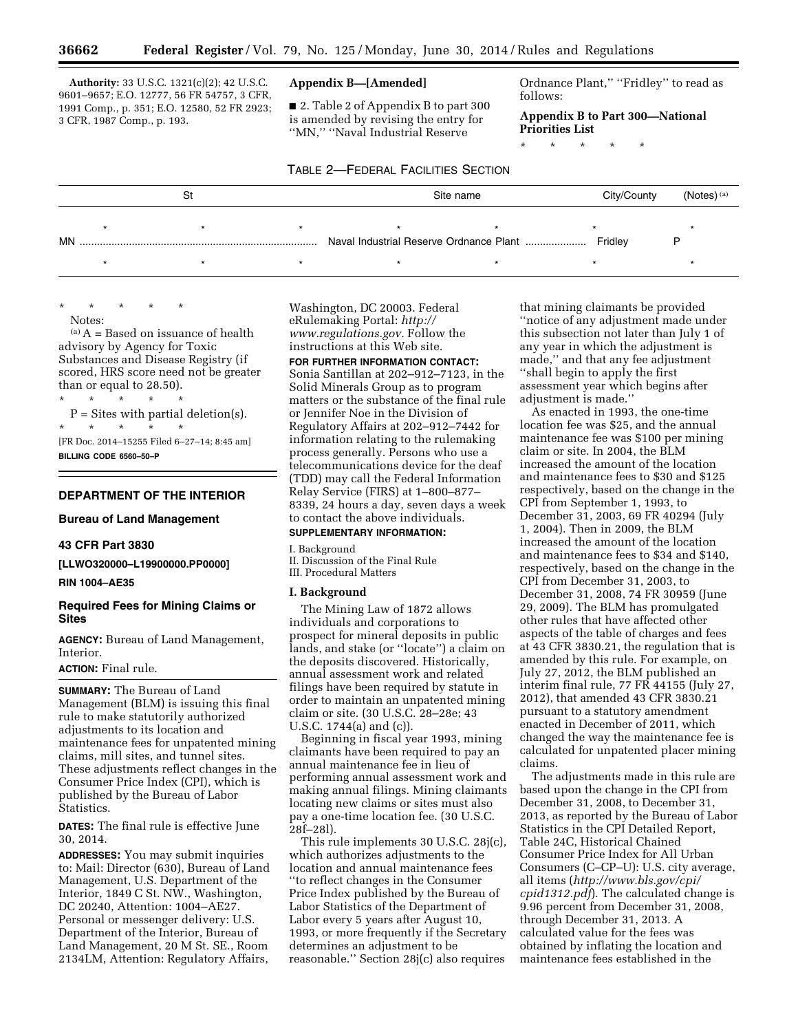**Authority:** 33 U.S.C. 1321(c)(2); 42 U.S.C. 9601–9657; E.O. 12777, 56 FR 54757, 3 CFR, 1991 Comp., p. 351; E.O. 12580, 52 FR 2923; 3 CFR, 1987 Comp., p. 193.

**Appendix B—[Amended]**

■ 2. Table 2 of Appendix B to part 300 is amended by revising the entry for ''MN,'' ''Naval Industrial Reserve Ordnance Plant,'' ''Fridley'' to read as follows:

**Appendix B to Part 300—National Priorities List**

\* \* \* \* \*

TABLE 2—FEDERAL FACILITIES SECTION

| St | Site name | City/County | (Notes) [(a)] |
|---|---|---|---|
| \* \* \* | \* \* | \* | \* |
| MN | Naval Industrial Reserve Ordnance Plant | Fridley | P |
| \* \* \* | \* \* | \* | \* |

\* \* \* \* \*

Notes:

[(a)] A = Based on issuance of health advisory by Agency for Toxic Substances and Disease Registry (if scored, HRS score need not be greater than or equal to 28.50).

\* \* \* \* \*

P = Sites with partial deletion(s).

\* \* \* \* \*

[FR Doc. 2014–15255 Filed 6–27–14; 8:45 am]

**BILLING CODE 6560–50–P**

## DEPARTMENT OF THE INTERIOR

### Bureau of Land Management

### 43 CFR Part 3830

**[LLWO320000–L19900000.PP0000]**

**RIN 1004–AE35**

### Required Fees for Mining Claims or Sites

**AGENCY:** Bureau of Land Management, Interior.

**ACTION:** Final rule.

**SUMMARY:** The Bureau of Land Management (BLM) is issuing this final rule to make statutorily authorized adjustments to its location and maintenance fees for unpatented mining claims, mill sites, and tunnel sites. These adjustments reflect changes in the Consumer Price Index (CPI), which is published by the Bureau of Labor Statistics.

**DATES:** The final rule is effective June 30, 2014.

**ADDRESSES:** You may submit inquiries to: Mail: Director (630), Bureau of Land Management, U.S. Department of the Interior, 1849 C St. NW., Washington, DC 20240, Attention: 1004–AE27. Personal or messenger delivery: U.S. Department of the Interior, Bureau of Land Management, 20 M St. SE., Room 2134LM, Attention: Regulatory Affairs, Washington, DC 20003. Federal eRulemaking Portal: *http://www.regulations.gov.* Follow the instructions at this Web site.

**FOR FURTHER INFORMATION CONTACT:** Sonia Santillan at 202–912–7123, in the Solid Minerals Group as to program matters or the substance of the final rule or Jennifer Noe in the Division of Regulatory Affairs at 202–912–7442 for information relating to the rulemaking process generally. Persons who use a telecommunications device for the deaf (TDD) may call the Federal Information Relay Service (FIRS) at 1–800–877–8339, 24 hours a day, seven days a week to contact the above individuals.

**SUPPLEMENTARY INFORMATION:**

I. Background
II. Discussion of the Final Rule
III. Procedural Matters

**I. Background**

The Mining Law of 1872 allows individuals and corporations to prospect for mineral deposits in public lands, and stake (or ''locate'') a claim on the deposits discovered. Historically, annual assessment work and related filings have been required by statute in order to maintain an unpatented mining claim or site. (30 U.S.C. 28–28e; 43 U.S.C. 1744(a) and (c)).

Beginning in fiscal year 1993, mining claimants have been required to pay an annual maintenance fee in lieu of performing annual assessment work and making annual filings. Mining claimants locating new claims or sites must also pay a one-time location fee. (30 U.S.C. 28f–28l).

This rule implements 30 U.S.C. 28j(c), which authorizes adjustments to the location and annual maintenance fees ''to reflect changes in the Consumer Price Index published by the Bureau of Labor Statistics of the Department of Labor every 5 years after August 10, 1993, or more frequently if the Secretary determines an adjustment to be reasonable.'' Section 28j(c) also requires that mining claimants be provided ''notice of any adjustment made under this subsection not later than July 1 of any year in which the adjustment is made,'' and that any fee adjustment ''shall begin to apply the first assessment year which begins after adjustment is made.''

As enacted in 1993, the one-time location fee was $25, and the annual maintenance fee was $100 per mining claim or site. In 2004, the BLM increased the amount of the location and maintenance fees to $30 and $125 respectively, based on the change in the CPI from September 1, 1993, to December 31, 2003, 69 FR 40294 (July 1, 2004). Then in 2009, the BLM increased the amount of the location and maintenance fees to $34 and $140, respectively, based on the change in the CPI from December 31, 2003, to December 31, 2008, 74 FR 30959 (June 29, 2009). The BLM has promulgated other rules that have affected other aspects of the table of charges and fees at 43 CFR 3830.21, the regulation that is amended by this rule. For example, on July 27, 2012, the BLM published an interim final rule, 77 FR 44155 (July 27, 2012), that amended 43 CFR 3830.21 pursuant to a statutory amendment enacted in December of 2011, which changed the way the maintenance fee is calculated for unpatented placer mining claims.

The adjustments made in this rule are based upon the change in the CPI from December 31, 2008, to December 31, 2013, as reported by the Bureau of Labor Statistics in the CPI Detailed Report, Table 24C, Historical Chained Consumer Price Index for All Urban Consumers (C–CP–U): U.S. city average, all items (*http://www.bls.gov/cpi/cpid1312.pdf*). The calculated change is 9.96 percent from December 31, 2008, through December 31, 2013. A calculated value for the fees was obtained by inflating the location and maintenance fees established in the